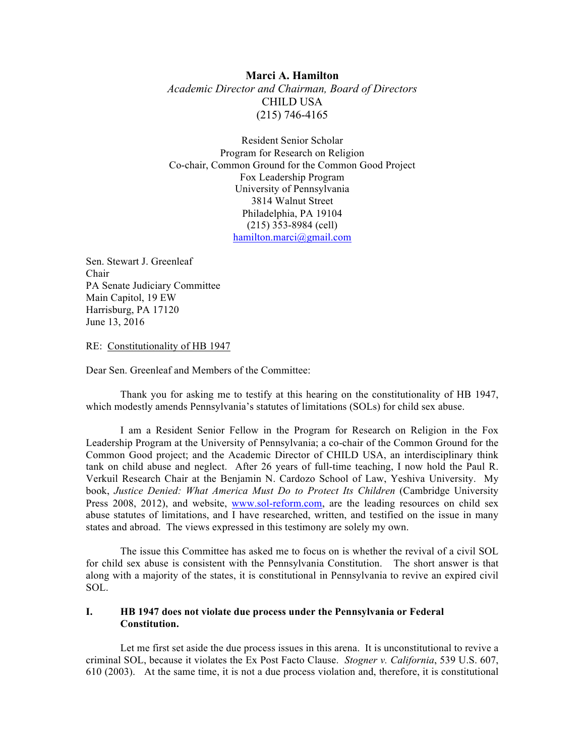**Marci A. Hamilton**
*Academic Director and Chairman, Board of Directors*
CHILD USA
(215) 746-4165

Resident Senior Scholar
Program for Research on Religion
Co-chair, Common Ground for the Common Good Project
Fox Leadership Program
University of Pennsylvania
3814 Walnut Street
Philadelphia, PA 19104
(215) 353-8984 (cell)
hamilton.marci@gmail.com

Sen. Stewart J. Greenleaf
Chair
PA Senate Judiciary Committee
Main Capitol, 19 EW
Harrisburg, PA 17120
June 13, 2016

RE: Constitutionality of HB 1947

Dear Sen. Greenleaf and Members of the Committee:

Thank you for asking me to testify at this hearing on the constitutionality of HB 1947, which modestly amends Pennsylvania's statutes of limitations (SOLs) for child sex abuse.

I am a Resident Senior Fellow in the Program for Research on Religion in the Fox Leadership Program at the University of Pennsylvania; a co-chair of the Common Ground for the Common Good project; and the Academic Director of CHILD USA, an interdisciplinary think tank on child abuse and neglect. After 26 years of full-time teaching, I now hold the Paul R. Verkuil Research Chair at the Benjamin N. Cardozo School of Law, Yeshiva University. My book, *Justice Denied: What America Must Do to Protect Its Children* (Cambridge University Press 2008, 2012), and website, www.sol-reform.com, are the leading resources on child sex abuse statutes of limitations, and I have researched, written, and testified on the issue in many states and abroad. The views expressed in this testimony are solely my own.

The issue this Committee has asked me to focus on is whether the revival of a civil SOL for child sex abuse is consistent with the Pennsylvania Constitution. The short answer is that along with a majority of the states, it is constitutional in Pennsylvania to revive an expired civil SOL.

## I. HB 1947 does not violate due process under the Pennsylvania or Federal Constitution.

Let me first set aside the due process issues in this arena. It is unconstitutional to revive a criminal SOL, because it violates the Ex Post Facto Clause. *Stogner v. California*, 539 U.S. 607, 610 (2003). At the same time, it is not a due process violation and, therefore, it is constitutional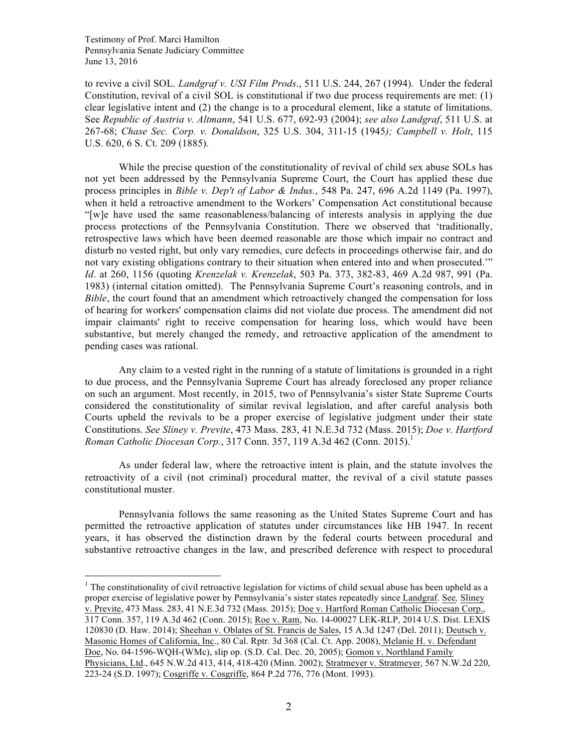to revive a civil SOL. *Landgraf v. USI Film Prods*., 511 U.S. 244, 267 (1994). Under the federal Constitution, revival of a civil SOL is constitutional if two due process requirements are met: (1) clear legislative intent and (2) the change is to a procedural element, like a statute of limitations. See *Republic of Austria v. Altmann*, 541 U.S. 677, 692-93 (2004); *see also Landgraf*, 511 U.S. at 267-68; *Chase Sec. Corp. v. Donaldson*, 325 U.S. 304, 311-15 (1945*); Campbell v. Holt*, 115 U.S. 620, 6 S. Ct. 209 (1885).

While the precise question of the constitutionality of revival of child sex abuse SOLs has not yet been addressed by the Pennsylvania Supreme Court, the Court has applied these due process principles in *Bible v. Dep't of Labor & Indus.*, 548 Pa. 247, 696 A.2d 1149 (Pa. 1997), when it held a retroactive amendment to the Workers' Compensation Act constitutional because "[w]e have used the same reasonableness/balancing of interests analysis in applying the due process protections of the Pennsylvania Constitution. There we observed that 'traditionally, retrospective laws which have been deemed reasonable are those which impair no contract and disturb no vested right, but only vary remedies, cure defects in proceedings otherwise fair, and do not vary existing obligations contrary to their situation when entered into and when prosecuted.'" *Id*. at 260, 1156 (quoting *Krenzelak v. Krenzelak*, 503 Pa. 373, 382-83, 469 A.2d 987, 991 (Pa. 1983) (internal citation omitted). The Pennsylvania Supreme Court's reasoning controls, and in *Bible*, the court found that an amendment which retroactively changed the compensation for loss of hearing for workers' compensation claims did not violate due process. The amendment did not impair claimants' right to receive compensation for hearing loss, which would have been substantive, but merely changed the remedy, and retroactive application of the amendment to pending cases was rational.

Any claim to a vested right in the running of a statute of limitations is grounded in a right to due process, and the Pennsylvania Supreme Court has already foreclosed any proper reliance on such an argument. Most recently, in 2015, two of Pennsylvania's sister State Supreme Courts considered the constitutionality of similar revival legislation, and after careful analysis both Courts upheld the revivals to be a proper exercise of legislative judgment under their state Constitutions. *See Sliney v. Previte*, 473 Mass. 283, 41 N.E.3d 732 (Mass. 2015); *Doe v. Hartford Roman Catholic Diocesan Corp.*, 317 Conn. 357, 119 A.3d 462 (Conn. 2015).[1]

As under federal law, where the retroactive intent is plain, and the statute involves the retroactivity of a civil (not criminal) procedural matter, the revival of a civil statute passes constitutional muster.

Pennsylvania follows the same reasoning as the United States Supreme Court and has permitted the retroactive application of statutes under circumstances like HB 1947. In recent years, it has observed the distinction drawn by the federal courts between procedural and substantive retroactive changes in the law, and prescribed deference with respect to procedural

[1] The constitutionality of civil retroactive legislation for victims of child sexual abuse has been upheld as a proper exercise of legislative power by Pennsylvania's sister states repeatedly since Landgraf. See, Sliney v. Previte, 473 Mass. 283, 41 N.E.3d 732 (Mass. 2015); Doe v. Hartford Roman Catholic Diocesan Corp., 317 Conn. 357, 119 A.3d 462 (Conn. 2015); Roe v. Ram, No. 14-00027 LEK-RLP, 2014 U.S. Dist. LEXIS 120830 (D. Haw. 2014); Sheehan v. Oblates of St. Francis de Sales, 15 A.3d 1247 (Del. 2011); Deutsch v. Masonic Homes of California, Inc., 80 Cal. Rptr. 3d 368 (Cal. Ct. App. 2008), Melanie H. v. Defendant Doe, No. 04-1596-WQH-(WMc), slip op. (S.D. Cal. Dec. 20, 2005); Gomon v. Northland Family Physicians, Ltd., 645 N.W.2d 413, 414, 418-420 (Minn. 2002); Stratmeyer v. Stratmeyer, 567 N.W.2d 220, 223-24 (S.D. 1997); Cosgriffe v. Cosgriffe, 864 P.2d 776, 776 (Mont. 1993).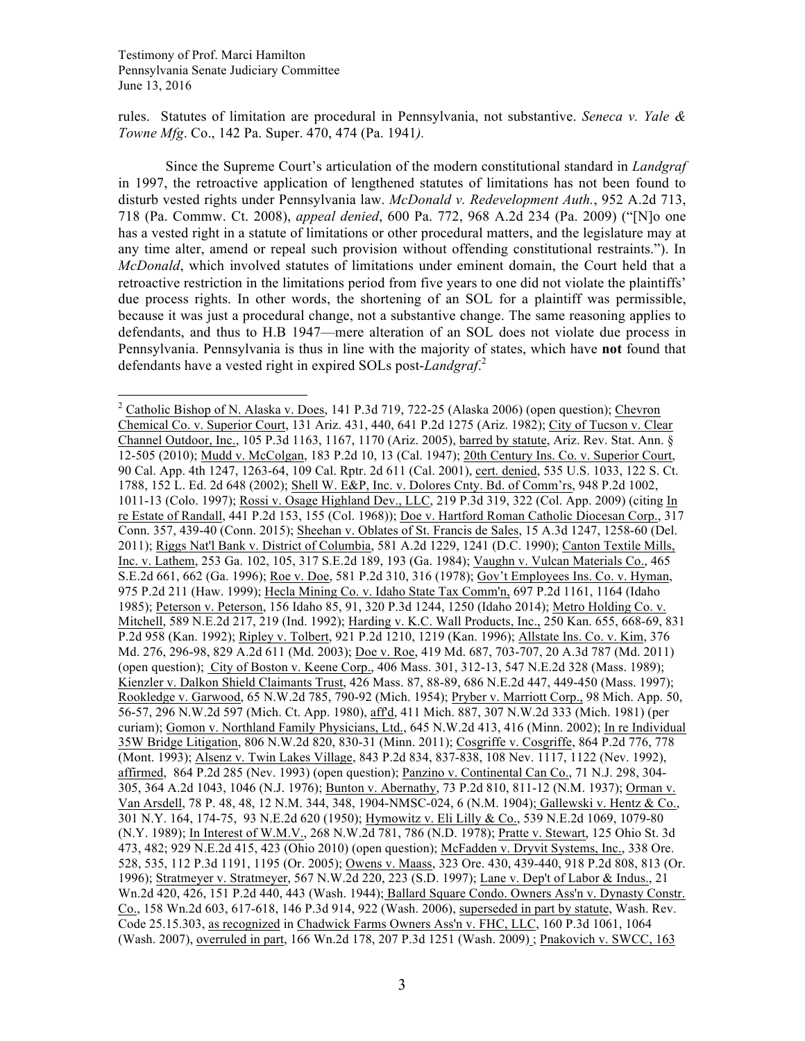rules. Statutes of limitation are procedural in Pennsylvania, not substantive. *Seneca v. Yale & Towne Mfg*. Co., 142 Pa. Super. 470, 474 (Pa. 1941*).*

Since the Supreme Court's articulation of the modern constitutional standard in *Landgraf* in 1997, the retroactive application of lengthened statutes of limitations has not been found to disturb vested rights under Pennsylvania law. *McDonald v. Redevelopment Auth.*, 952 A.2d 713, 718 (Pa. Commw. Ct. 2008), *appeal denied*, 600 Pa. 772, 968 A.2d 234 (Pa. 2009) ("[N]o one has a vested right in a statute of limitations or other procedural matters, and the legislature may at any time alter, amend or repeal such provision without offending constitutional restraints."). In *McDonald*, which involved statutes of limitations under eminent domain, the Court held that a retroactive restriction in the limitations period from five years to one did not violate the plaintiffs' due process rights. In other words, the shortening of an SOL for a plaintiff was permissible, because it was just a procedural change, not a substantive change. The same reasoning applies to defendants, and thus to H.B 1947—mere alteration of an SOL does not violate due process in Pennsylvania. Pennsylvania is thus in line with the majority of states, which have **not** found that defendants have a vested right in expired SOLs post-*Landgraf*.[2]

---

[2] Catholic Bishop of N. Alaska v. Does, 141 P.3d 719, 722-25 (Alaska 2006) (open question); Chevron Chemical Co. v. Superior Court, 131 Ariz. 431, 440, 641 P.2d 1275 (Ariz. 1982); City of Tucson v. Clear Channel Outdoor, Inc., 105 P.3d 1163, 1167, 1170 (Ariz. 2005), barred by statute, Ariz. Rev. Stat. Ann. § 12-505 (2010); Mudd v. McColgan, 183 P.2d 10, 13 (Cal. 1947); 20th Century Ins. Co. v. Superior Court, 90 Cal. App. 4th 1247, 1263-64, 109 Cal. Rptr. 2d 611 (Cal. 2001), cert. denied, 535 U.S. 1033, 122 S. Ct. 1788, 152 L. Ed. 2d 648 (2002); Shell W. E&P, Inc. v. Dolores Cnty. Bd. of Comm'rs, 948 P.2d 1002, 1011-13 (Colo. 1997); Rossi v. Osage Highland Dev., LLC, 219 P.3d 319, 322 (Col. App. 2009) (citing In re Estate of Randall, 441 P.2d 153, 155 (Col. 1968)); Doe v. Hartford Roman Catholic Diocesan Corp., 317 Conn. 357, 439-40 (Conn. 2015); Sheehan v. Oblates of St. Francis de Sales, 15 A.3d 1247, 1258-60 (Del. 2011); Riggs Nat'l Bank v. District of Columbia, 581 A.2d 1229, 1241 (D.C. 1990); Canton Textile Mills, Inc. v. Lathem, 253 Ga. 102, 105, 317 S.E.2d 189, 193 (Ga. 1984); Vaughn v. Vulcan Materials Co., 465 S.E.2d 661, 662 (Ga. 1996); Roe v. Doe, 581 P.2d 310, 316 (1978); Gov't Employees Ins. Co. v. Hyman, 975 P.2d 211 (Haw. 1999); Hecla Mining Co. v. Idaho State Tax Comm'n, 697 P.2d 1161, 1164 (Idaho 1985); Peterson v. Peterson, 156 Idaho 85, 91, 320 P.3d 1244, 1250 (Idaho 2014); Metro Holding Co. v. Mitchell, 589 N.E.2d 217, 219 (Ind. 1992); Harding v. K.C. Wall Products, Inc., 250 Kan. 655, 668-69, 831 P.2d 958 (Kan. 1992); Ripley v. Tolbert, 921 P.2d 1210, 1219 (Kan. 1996); Allstate Ins. Co. v. Kim, 376 Md. 276, 296-98, 829 A.2d 611 (Md. 2003); Doe v. Roe, 419 Md. 687, 703-707, 20 A.3d 787 (Md. 2011) (open question); City of Boston v. Keene Corp., 406 Mass. 301, 312-13, 547 N.E.2d 328 (Mass. 1989); Kienzler v. Dalkon Shield Claimants Trust, 426 Mass. 87, 88-89, 686 N.E.2d 447, 449-450 (Mass. 1997); Rookledge v. Garwood, 65 N.W.2d 785, 790-92 (Mich. 1954); Pryber v. Marriott Corp., 98 Mich. App. 50, 56-57, 296 N.W.2d 597 (Mich. Ct. App. 1980), aff'd, 411 Mich. 887, 307 N.W.2d 333 (Mich. 1981) (per curiam); Gomon v. Northland Family Physicians, Ltd., 645 N.W.2d 413, 416 (Minn. 2002); In re Individual 35W Bridge Litigation, 806 N.W.2d 820, 830-31 (Minn. 2011); Cosgriffe v. Cosgriffe, 864 P.2d 776, 778 (Mont. 1993); Alsenz v. Twin Lakes Village, 843 P.2d 834, 837-838, 108 Nev. 1117, 1122 (Nev. 1992), affirmed, 864 P.2d 285 (Nev. 1993) (open question); Panzino v. Continental Can Co., 71 N.J. 298, 304-305, 364 A.2d 1043, 1046 (N.J. 1976); Bunton v. Abernathy, 73 P.2d 810, 811-12 (N.M. 1937); Orman v. Van Arsdell, 78 P. 48, 48, 12 N.M. 344, 348, 1904-NMSC-024, 6 (N.M. 1904); Gallewski v. Hentz & Co., 301 N.Y. 164, 174-75, 93 N.E.2d 620 (1950); Hymowitz v. Eli Lilly & Co., 539 N.E.2d 1069, 1079-80 (N.Y. 1989); In Interest of W.M.V., 268 N.W.2d 781, 786 (N.D. 1978); Pratte v. Stewart, 125 Ohio St. 3d 473, 482; 929 N.E.2d 415, 423 (Ohio 2010) (open question); McFadden v. Dryvit Systems, Inc., 338 Ore. 528, 535, 112 P.3d 1191, 1195 (Or. 2005); Owens v. Maass, 323 Ore. 430, 439-440, 918 P.2d 808, 813 (Or. 1996); Stratmeyer v. Stratmeyer, 567 N.W.2d 220, 223 (S.D. 1997); Lane v. Dep't of Labor & Indus., 21 Wn.2d 420, 426, 151 P.2d 440, 443 (Wash. 1944); Ballard Square Condo. Owners Ass'n v. Dynasty Constr. Co., 158 Wn.2d 603, 617-618, 146 P.3d 914, 922 (Wash. 2006), superseded in part by statute, Wash. Rev. Code 25.15.303, as recognized in Chadwick Farms Owners Ass'n v. FHC, LLC, 160 P.3d 1061, 1064 (Wash. 2007), overruled in part, 166 Wn.2d 178, 207 P.3d 1251 (Wash. 2009) ; Pnakovich v. SWCC, 163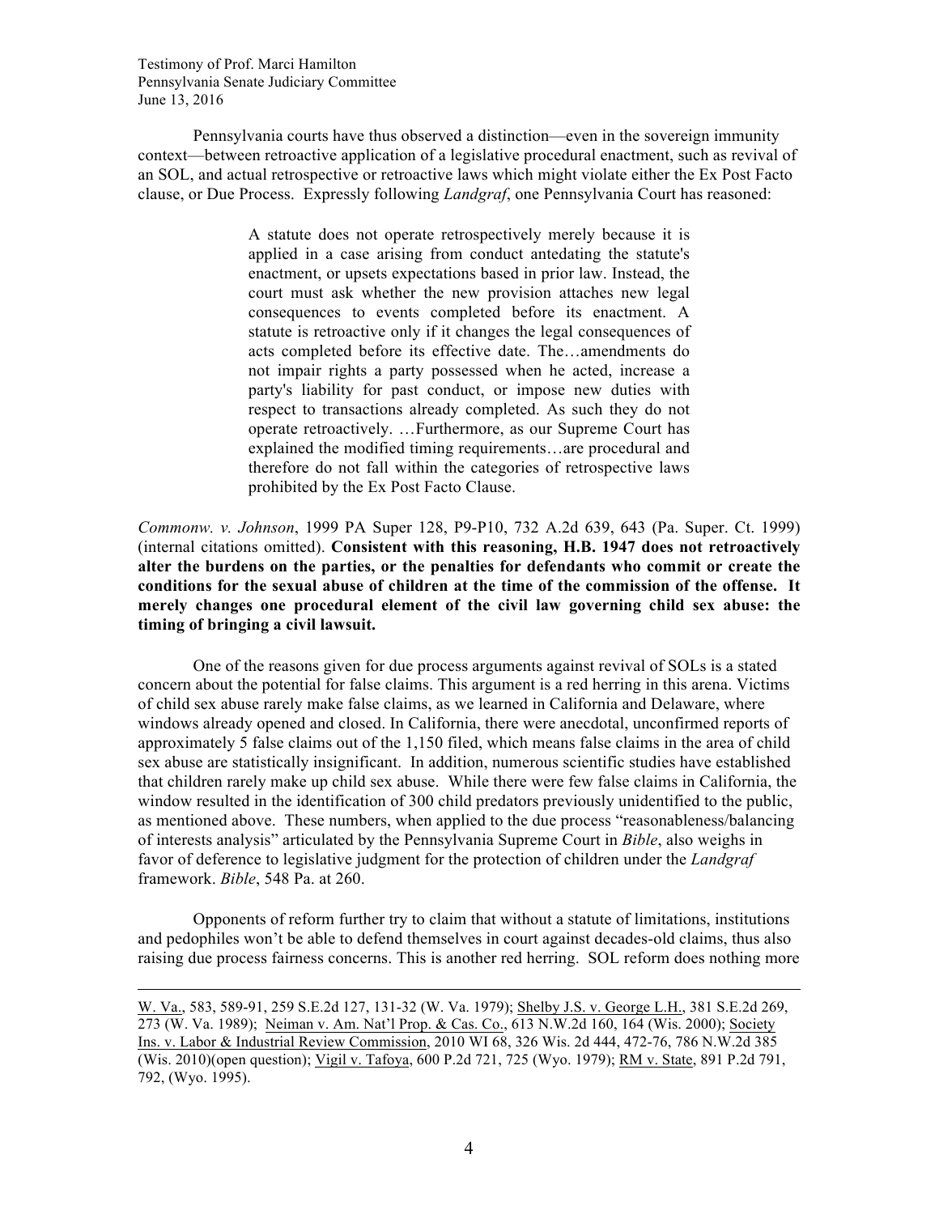Pennsylvania courts have thus observed a distinction—even in the sovereign immunity context—between retroactive application of a legislative procedural enactment, such as revival of an SOL, and actual retrospective or retroactive laws which might violate either the Ex Post Facto clause, or Due Process. Expressly following *Landgraf*, one Pennsylvania Court has reasoned:

> A statute does not operate retrospectively merely because it is applied in a case arising from conduct antedating the statute's enactment, or upsets expectations based in prior law. Instead, the court must ask whether the new provision attaches new legal consequences to events completed before its enactment. A statute is retroactive only if it changes the legal consequences of acts completed before its effective date. The…amendments do not impair rights a party possessed when he acted, increase a party's liability for past conduct, or impose new duties with respect to transactions already completed. As such they do not operate retroactively. …Furthermore, as our Supreme Court has explained the modified timing requirements…are procedural and therefore do not fall within the categories of retrospective laws prohibited by the Ex Post Facto Clause.

*Commonw. v. Johnson*, 1999 PA Super 128, P9-P10, 732 A.2d 639, 643 (Pa. Super. Ct. 1999) (internal citations omitted). **Consistent with this reasoning, H.B. 1947 does not retroactively alter the burdens on the parties, or the penalties for defendants who commit or create the conditions for the sexual abuse of children at the time of the commission of the offense. It merely changes one procedural element of the civil law governing child sex abuse: the timing of bringing a civil lawsuit.**

One of the reasons given for due process arguments against revival of SOLs is a stated concern about the potential for false claims. This argument is a red herring in this arena. Victims of child sex abuse rarely make false claims, as we learned in California and Delaware, where windows already opened and closed. In California, there were anecdotal, unconfirmed reports of approximately 5 false claims out of the 1,150 filed, which means false claims in the area of child sex abuse are statistically insignificant. In addition, numerous scientific studies have established that children rarely make up child sex abuse. While there were few false claims in California, the window resulted in the identification of 300 child predators previously unidentified to the public, as mentioned above. These numbers, when applied to the due process "reasonableness/balancing of interests analysis" articulated by the Pennsylvania Supreme Court in *Bible*, also weighs in favor of deference to legislative judgment for the protection of children under the *Landgraf* framework. *Bible*, 548 Pa. at 260.

Opponents of reform further try to claim that without a statute of limitations, institutions and pedophiles won't be able to defend themselves in court against decades-old claims, thus also raising due process fairness concerns. This is another red herring. SOL reform does nothing more

---

W. Va., 583, 589-91, 259 S.E.2d 127, 131-32 (W. Va. 1979); Shelby J.S. v. George L.H., 381 S.E.2d 269, 273 (W. Va. 1989); Neiman v. Am. Nat'l Prop. & Cas. Co., 613 N.W.2d 160, 164 (Wis. 2000); Society Ins. v. Labor & Industrial Review Commission, 2010 WI 68, 326 Wis. 2d 444, 472-76, 786 N.W.2d 385 (Wis. 2010)(open question); Vigil v. Tafoya, 600 P.2d 721, 725 (Wyo. 1979); RM v. State, 891 P.2d 791, 792, (Wyo. 1995).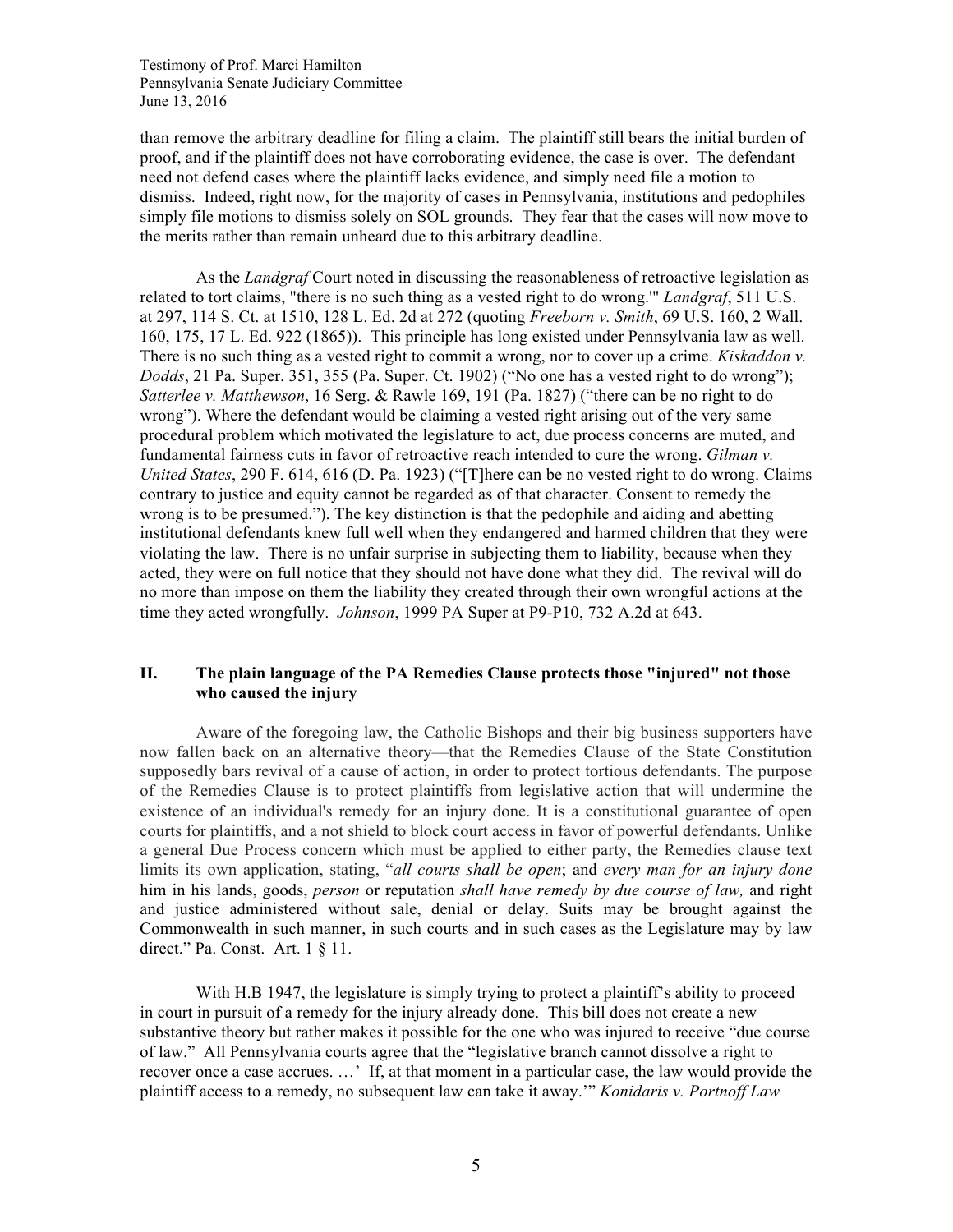than remove the arbitrary deadline for filing a claim. The plaintiff still bears the initial burden of proof, and if the plaintiff does not have corroborating evidence, the case is over. The defendant need not defend cases where the plaintiff lacks evidence, and simply need file a motion to dismiss. Indeed, right now, for the majority of cases in Pennsylvania, institutions and pedophiles simply file motions to dismiss solely on SOL grounds. They fear that the cases will now move to the merits rather than remain unheard due to this arbitrary deadline.

As the *Landgraf* Court noted in discussing the reasonableness of retroactive legislation as related to tort claims, "there is no such thing as a vested right to do wrong.'" *Landgraf*, 511 U.S. at 297, 114 S. Ct. at 1510, 128 L. Ed. 2d at 272 (quoting *Freeborn v. Smith*, 69 U.S. 160, 2 Wall. 160, 175, 17 L. Ed. 922 (1865)). This principle has long existed under Pennsylvania law as well. There is no such thing as a vested right to commit a wrong, nor to cover up a crime. *Kiskaddon v. Dodds*, 21 Pa. Super. 351, 355 (Pa. Super. Ct. 1902) ("No one has a vested right to do wrong"); *Satterlee v. Matthewson*, 16 Serg. & Rawle 169, 191 (Pa. 1827) ("there can be no right to do wrong"). Where the defendant would be claiming a vested right arising out of the very same procedural problem which motivated the legislature to act, due process concerns are muted, and fundamental fairness cuts in favor of retroactive reach intended to cure the wrong. *Gilman v. United States*, 290 F. 614, 616 (D. Pa. 1923) ("[T]here can be no vested right to do wrong. Claims contrary to justice and equity cannot be regarded as of that character. Consent to remedy the wrong is to be presumed."). The key distinction is that the pedophile and aiding and abetting institutional defendants knew full well when they endangered and harmed children that they were violating the law. There is no unfair surprise in subjecting them to liability, because when they acted, they were on full notice that they should not have done what they did. The revival will do no more than impose on them the liability they created through their own wrongful actions at the time they acted wrongfully. *Johnson*, 1999 PA Super at P9-P10, 732 A.2d at 643.

## II. The plain language of the PA Remedies Clause protects those "injured" not those who caused the injury

Aware of the foregoing law, the Catholic Bishops and their big business supporters have now fallen back on an alternative theory—that the Remedies Clause of the State Constitution supposedly bars revival of a cause of action, in order to protect tortious defendants. The purpose of the Remedies Clause is to protect plaintiffs from legislative action that will undermine the existence of an individual's remedy for an injury done. It is a constitutional guarantee of open courts for plaintiffs, and a not shield to block court access in favor of powerful defendants. Unlike a general Due Process concern which must be applied to either party, the Remedies clause text limits its own application, stating, "*all courts shall be open*; and *every man for an injury done* him in his lands, goods, *person* or reputation *shall have remedy by due course of law,* and right and justice administered without sale, denial or delay. Suits may be brought against the Commonwealth in such manner, in such courts and in such cases as the Legislature may by law direct." Pa. Const. Art. 1 § 11.

With H.B 1947, the legislature is simply trying to protect a plaintiff's ability to proceed in court in pursuit of a remedy for the injury already done. This bill does not create a new substantive theory but rather makes it possible for the one who was injured to receive "due course of law." All Pennsylvania courts agree that the "legislative branch cannot dissolve a right to recover once a case accrues. …' If, at that moment in a particular case, the law would provide the plaintiff access to a remedy, no subsequent law can take it away.'" *Konidaris v. Portnoff Law*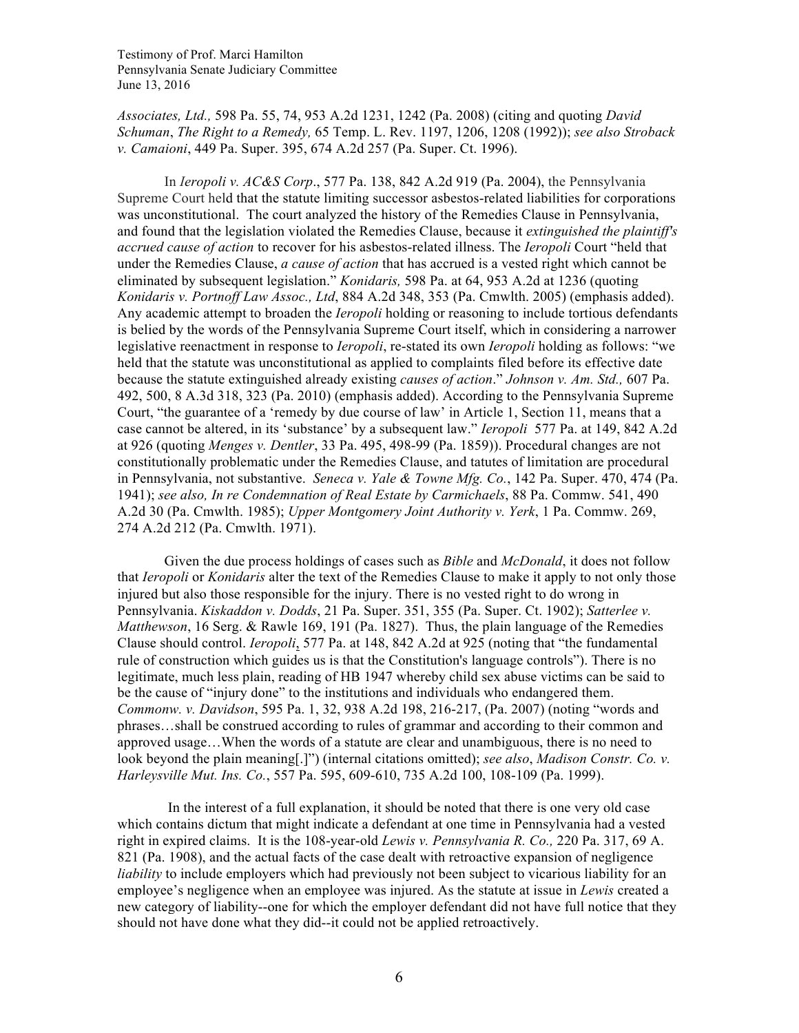*Associates, Ltd.,* 598 Pa. 55, 74, 953 A.2d 1231, 1242 (Pa. 2008) (citing and quoting *David Schuman*, *The Right to a Remedy,* 65 Temp. L. Rev. 1197, 1206, 1208 (1992)); *see also Stroback v. Camaioni*, 449 Pa. Super. 395, 674 A.2d 257 (Pa. Super. Ct. 1996).

In *Ieropoli v. AC&S Corp*., 577 Pa. 138, 842 A.2d 919 (Pa. 2004), the Pennsylvania Supreme Court held that the statute limiting successor asbestos-related liabilities for corporations was unconstitutional. The court analyzed the history of the Remedies Clause in Pennsylvania, and found that the legislation violated the Remedies Clause, because it *extinguished the plaintiff's accrued cause of action* to recover for his asbestos-related illness. The *Ieropoli* Court "held that under the Remedies Clause, *a cause of action* that has accrued is a vested right which cannot be eliminated by subsequent legislation." *Konidaris,* 598 Pa. at 64, 953 A.2d at 1236 (quoting *Konidaris v. Portnoff Law Assoc., Ltd*, 884 A.2d 348, 353 (Pa. Cmwlth. 2005) (emphasis added). Any academic attempt to broaden the *Ieropoli* holding or reasoning to include tortious defendants is belied by the words of the Pennsylvania Supreme Court itself, which in considering a narrower legislative reenactment in response to *Ieropoli*, re-stated its own *Ieropoli* holding as follows: "we held that the statute was unconstitutional as applied to complaints filed before its effective date because the statute extinguished already existing *causes of action*." *Johnson v. Am. Std.,* 607 Pa. 492, 500, 8 A.3d 318, 323 (Pa. 2010) (emphasis added). According to the Pennsylvania Supreme Court, "the guarantee of a 'remedy by due course of law' in Article 1, Section 11, means that a case cannot be altered, in its 'substance' by a subsequent law." *Ieropoli* 577 Pa. at 149, 842 A.2d at 926 (quoting *Menges v. Dentler*, 33 Pa. 495, 498-99 (Pa. 1859)). Procedural changes are not constitutionally problematic under the Remedies Clause, and tatutes of limitation are procedural in Pennsylvania, not substantive. *Seneca v. Yale & Towne Mfg. Co.*, 142 Pa. Super. 470, 474 (Pa. 1941); *see also, In re Condemnation of Real Estate by Carmichaels*, 88 Pa. Commw. 541, 490 A.2d 30 (Pa. Cmwlth. 1985); *Upper Montgomery Joint Authority v. Yerk*, 1 Pa. Commw. 269, 274 A.2d 212 (Pa. Cmwlth. 1971).

Given the due process holdings of cases such as *Bible* and *McDonald*, it does not follow that *Ieropoli* or *Konidaris* alter the text of the Remedies Clause to make it apply to not only those injured but also those responsible for the injury. There is no vested right to do wrong in Pennsylvania. *Kiskaddon v. Dodds*, 21 Pa. Super. 351, 355 (Pa. Super. Ct. 1902); *Satterlee v. Matthewson*, 16 Serg. & Rawle 169, 191 (Pa. 1827). Thus, the plain language of the Remedies Clause should control. *Ieropoli*, 577 Pa. at 148, 842 A.2d at 925 (noting that "the fundamental rule of construction which guides us is that the Constitution's language controls"). There is no legitimate, much less plain, reading of HB 1947 whereby child sex abuse victims can be said to be the cause of "injury done" to the institutions and individuals who endangered them. *Commonw. v. Davidson*, 595 Pa. 1, 32, 938 A.2d 198, 216-217, (Pa. 2007) (noting "words and phrases…shall be construed according to rules of grammar and according to their common and approved usage…When the words of a statute are clear and unambiguous, there is no need to look beyond the plain meaning[.]") (internal citations omitted); *see also*, *Madison Constr. Co. v. Harleysville Mut. Ins. Co.*, 557 Pa. 595, 609-610, 735 A.2d 100, 108-109 (Pa. 1999).

In the interest of a full explanation, it should be noted that there is one very old case which contains dictum that might indicate a defendant at one time in Pennsylvania had a vested right in expired claims. It is the 108-year-old *Lewis v. Pennsylvania R. Co.,* 220 Pa. 317, 69 A. 821 (Pa. 1908), and the actual facts of the case dealt with retroactive expansion of negligence *liability* to include employers which had previously not been subject to vicarious liability for an employee's negligence when an employee was injured. As the statute at issue in *Lewis* created a new category of liability--one for which the employer defendant did not have full notice that they should not have done what they did--it could not be applied retroactively.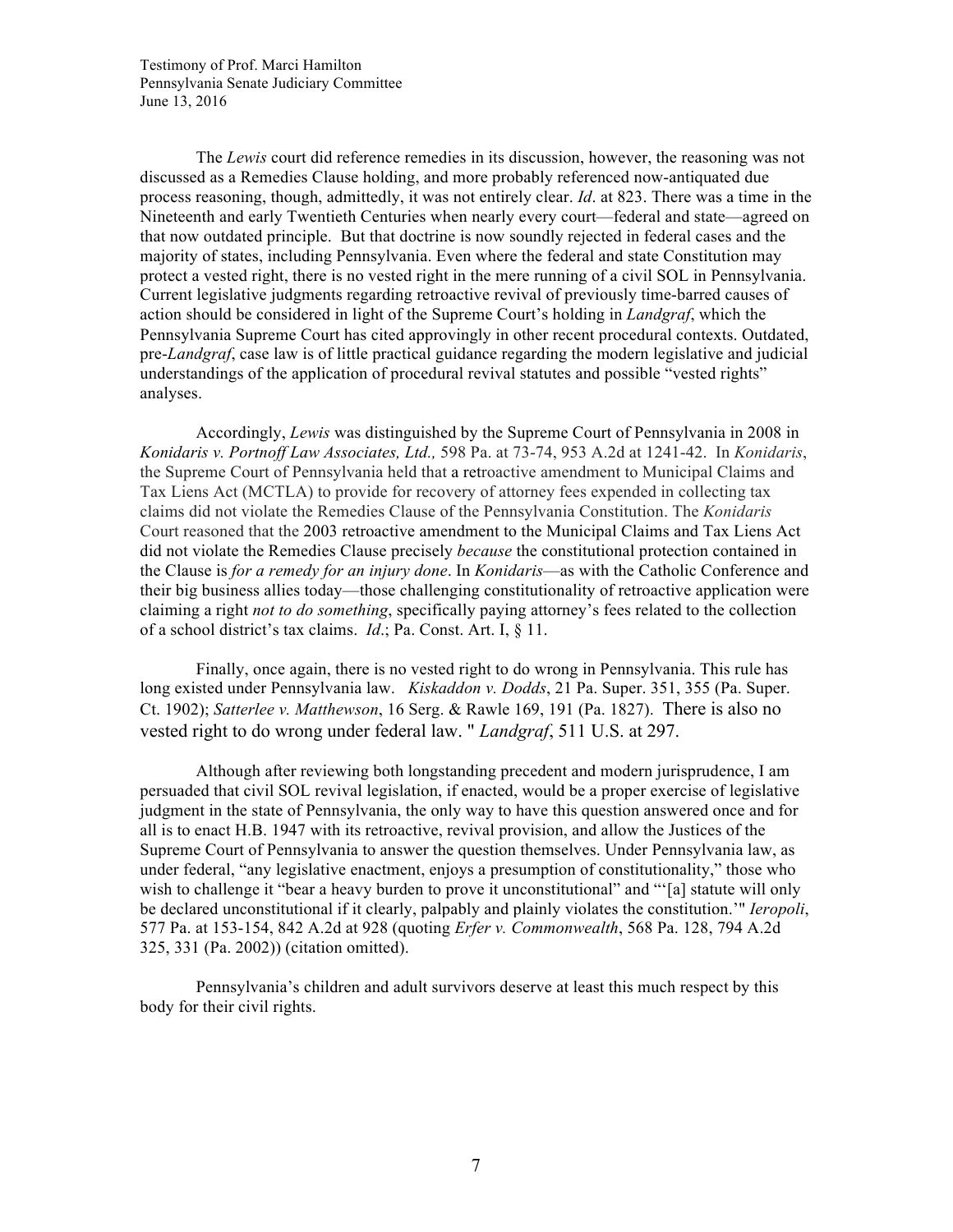The *Lewis* court did reference remedies in its discussion, however, the reasoning was not discussed as a Remedies Clause holding, and more probably referenced now-antiquated due process reasoning, though, admittedly, it was not entirely clear. *Id*. at 823. There was a time in the Nineteenth and early Twentieth Centuries when nearly every court—federal and state—agreed on that now outdated principle. But that doctrine is now soundly rejected in federal cases and the majority of states, including Pennsylvania. Even where the federal and state Constitution may protect a vested right, there is no vested right in the mere running of a civil SOL in Pennsylvania. Current legislative judgments regarding retroactive revival of previously time-barred causes of action should be considered in light of the Supreme Court's holding in *Landgraf*, which the Pennsylvania Supreme Court has cited approvingly in other recent procedural contexts. Outdated, pre-*Landgraf*, case law is of little practical guidance regarding the modern legislative and judicial understandings of the application of procedural revival statutes and possible "vested rights" analyses.

Accordingly, *Lewis* was distinguished by the Supreme Court of Pennsylvania in 2008 in *Konidaris v. Portnoff Law Associates, Ltd.,* 598 Pa. at 73-74, 953 A.2d at 1241-42. In *Konidaris*, the Supreme Court of Pennsylvania held that a retroactive amendment to Municipal Claims and Tax Liens Act (MCTLA) to provide for recovery of attorney fees expended in collecting tax claims did not violate the Remedies Clause of the Pennsylvania Constitution. The *Konidaris* Court reasoned that the 2003 retroactive amendment to the Municipal Claims and Tax Liens Act did not violate the Remedies Clause precisely *because* the constitutional protection contained in the Clause is *for a remedy for an injury done*. In *Konidaris*—as with the Catholic Conference and their big business allies today—those challenging constitutionality of retroactive application were claiming a right *not to do something*, specifically paying attorney's fees related to the collection of a school district's tax claims. *Id*.; Pa. Const. Art. I, § 11.

Finally, once again, there is no vested right to do wrong in Pennsylvania. This rule has long existed under Pennsylvania law. *Kiskaddon v. Dodds*, 21 Pa. Super. 351, 355 (Pa. Super. Ct. 1902); *Satterlee v. Matthewson*, 16 Serg. & Rawle 169, 191 (Pa. 1827). There is also no vested right to do wrong under federal law. " *Landgraf*, 511 U.S. at 297.

Although after reviewing both longstanding precedent and modern jurisprudence, I am persuaded that civil SOL revival legislation, if enacted, would be a proper exercise of legislative judgment in the state of Pennsylvania, the only way to have this question answered once and for all is to enact H.B. 1947 with its retroactive, revival provision, and allow the Justices of the Supreme Court of Pennsylvania to answer the question themselves. Under Pennsylvania law, as under federal, "any legislative enactment, enjoys a presumption of constitutionality," those who wish to challenge it "bear a heavy burden to prove it unconstitutional" and "'[a] statute will only be declared unconstitutional if it clearly, palpably and plainly violates the constitution.'" *Ieropoli*, 577 Pa. at 153-154, 842 A.2d at 928 (quoting *Erfer v. Commonwealth*, 568 Pa. 128, 794 A.2d 325, 331 (Pa. 2002)) (citation omitted).

Pennsylvania's children and adult survivors deserve at least this much respect by this body for their civil rights.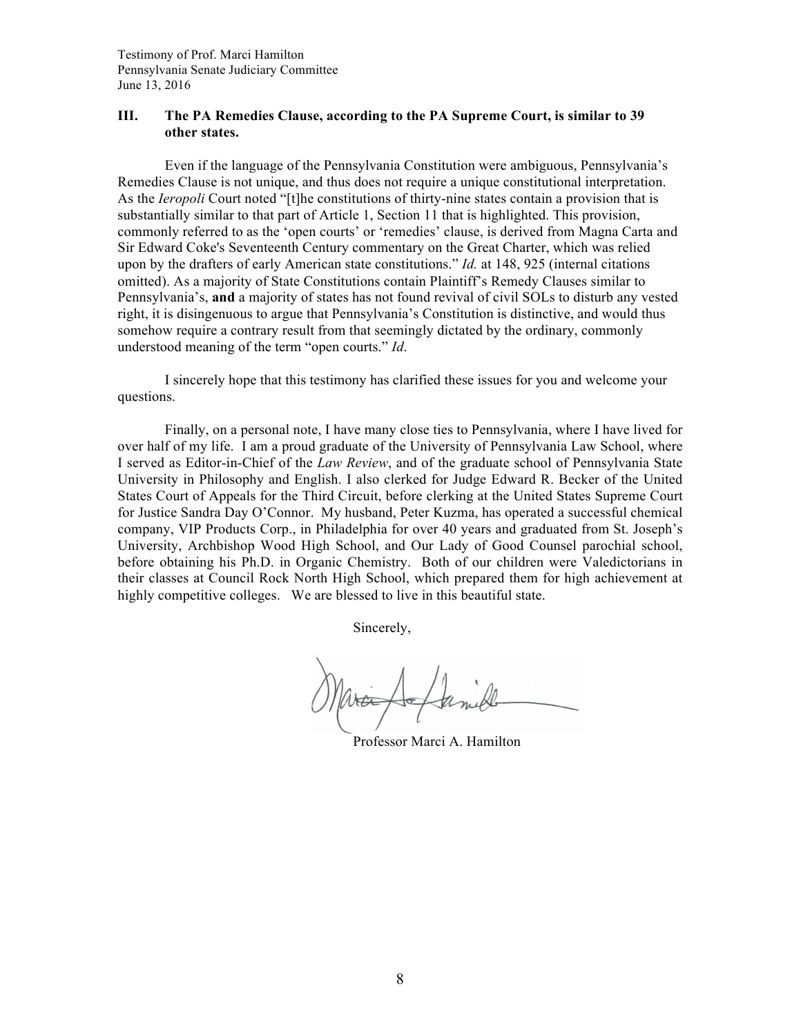### III. The PA Remedies Clause, according to the PA Supreme Court, is similar to 39 other states.

Even if the language of the Pennsylvania Constitution were ambiguous, Pennsylvania's Remedies Clause is not unique, and thus does not require a unique constitutional interpretation. As the *Ieropoli* Court noted "[t]he constitutions of thirty-nine states contain a provision that is substantially similar to that part of Article 1, Section 11 that is highlighted. This provision, commonly referred to as the 'open courts' or 'remedies' clause, is derived from Magna Carta and Sir Edward Coke's Seventeenth Century commentary on the Great Charter, which was relied upon by the drafters of early American state constitutions." *Id.* at 148, 925 (internal citations omitted). As a majority of State Constitutions contain Plaintiff's Remedy Clauses similar to Pennsylvania's, **and** a majority of states has not found revival of civil SOLs to disturb any vested right, it is disingenuous to argue that Pennsylvania's Constitution is distinctive, and would thus somehow require a contrary result from that seemingly dictated by the ordinary, commonly understood meaning of the term "open courts." *Id*.

I sincerely hope that this testimony has clarified these issues for you and welcome your questions.

Finally, on a personal note, I have many close ties to Pennsylvania, where I have lived for over half of my life. I am a proud graduate of the University of Pennsylvania Law School, where I served as Editor-in-Chief of the *Law Review*, and of the graduate school of Pennsylvania State University in Philosophy and English. I also clerked for Judge Edward R. Becker of the United States Court of Appeals for the Third Circuit, before clerking at the United States Supreme Court for Justice Sandra Day O'Connor. My husband, Peter Kuzma, has operated a successful chemical company, VIP Products Corp., in Philadelphia for over 40 years and graduated from St. Joseph's University, Archbishop Wood High School, and Our Lady of Good Counsel parochial school, before obtaining his Ph.D. in Organic Chemistry. Both of our children were Valedictorians in their classes at Council Rock North High School, which prepared them for high achievement at highly competitive colleges. We are blessed to live in this beautiful state.

Sincerely,

Professor Marci A. Hamilton